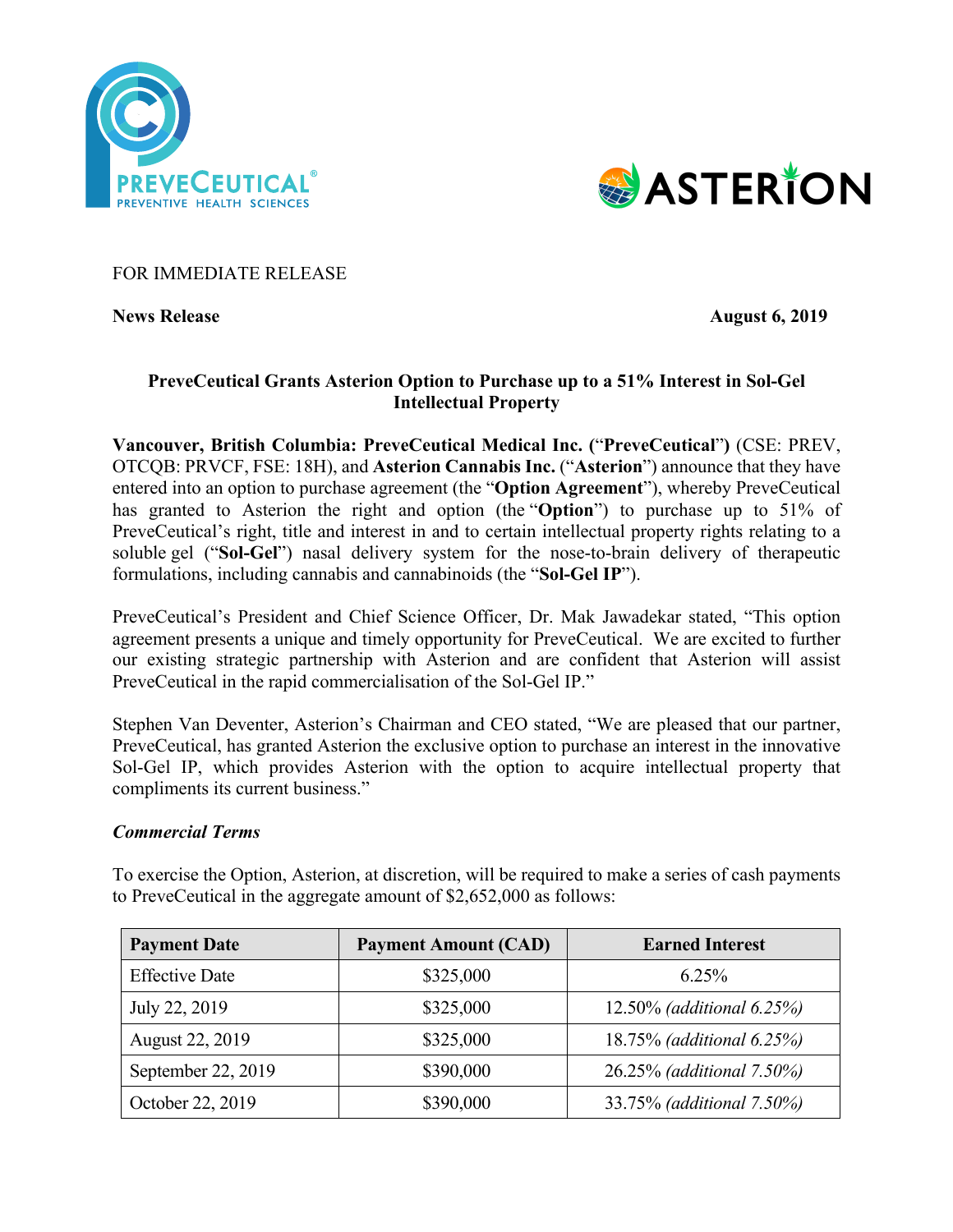FOR IMMEDIATE RELEASE

**News Release** **August 6, 2019**

## PreveCeutical Grants Asterion Option to Purchase up to a 51% Interest in Sol-Gel Intellectual Property

**Vancouver, British Columbia: PreveCeutical Medical Inc. (**"**PreveCeutical**"**)** (CSE: PREV, OTCQB: PRVCF, FSE: 18H), and **Asterion Cannabis Inc.** ("**Asterion**") announce that they have entered into an option to purchase agreement (the "**Option Agreement**"), whereby PreveCeutical has granted to Asterion the right and option (the "**Option**") to purchase up to 51% of PreveCeutical's right, title and interest in and to certain intellectual property rights relating to a soluble gel ("**Sol-Gel**") nasal delivery system for the nose-to-brain delivery of therapeutic formulations, including cannabis and cannabinoids (the "**Sol-Gel IP**").

PreveCeutical's President and Chief Science Officer, Dr. Mak Jawadekar stated, "This option agreement presents a unique and timely opportunity for PreveCeutical. We are excited to further our existing strategic partnership with Asterion and are confident that Asterion will assist PreveCeutical in the rapid commercialisation of the Sol-Gel IP."

Stephen Van Deventer, Asterion's Chairman and CEO stated, "We are pleased that our partner, PreveCeutical, has granted Asterion the exclusive option to purchase an interest in the innovative Sol-Gel IP, which provides Asterion with the option to acquire intellectual property that compliments its current business."

### *Commercial Terms*

To exercise the Option, Asterion, at discretion, will be required to make a series of cash payments to PreveCeutical in the aggregate amount of $2,652,000 as follows:

| Payment Date | Payment Amount (CAD) | Earned Interest |
|---|---|---|
| Effective Date | $325,000 | 6.25% |
| July 22, 2019 | $325,000 | 12.50% *(additional 6.25%)* |
| August 22, 2019 | $325,000 | 18.75% *(additional 6.25%)* |
| September 22, 2019 | $390,000 | 26.25% *(additional 7.50%)* |
| October 22, 2019 | $390,000 | 33.75% *(additional 7.50%)* |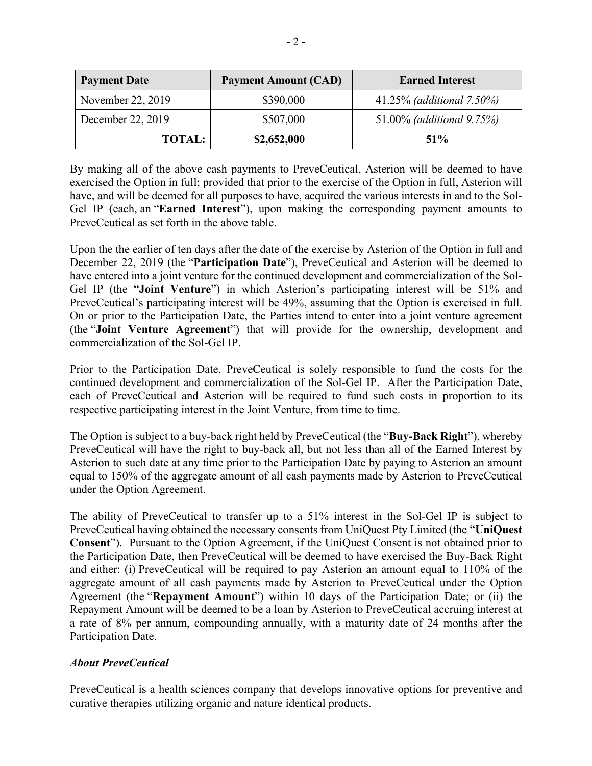| Payment Date | Payment Amount (CAD) | Earned Interest |
|---|---|---|
| November 22, 2019 | $390,000 | 41.25% *(additional 7.50%)* |
| December 22, 2019 | $507,000 | 51.00% *(additional 9.75%)* |
| **TOTAL:** | **$2,652,000** | **51%** |

By making all of the above cash payments to PreveCeutical, Asterion will be deemed to have exercised the Option in full; provided that prior to the exercise of the Option in full, Asterion will have, and will be deemed for all purposes to have, acquired the various interests in and to the Sol-Gel IP (each, an "**Earned Interest**"), upon making the corresponding payment amounts to PreveCeutical as set forth in the above table.

Upon the the earlier of ten days after the date of the exercise by Asterion of the Option in full and December 22, 2019 (the "**Participation Date**"), PreveCeutical and Asterion will be deemed to have entered into a joint venture for the continued development and commercialization of the Sol-Gel IP (the "**Joint Venture**") in which Asterion's participating interest will be 51% and PreveCeutical's participating interest will be 49%, assuming that the Option is exercised in full. On or prior to the Participation Date, the Parties intend to enter into a joint venture agreement (the "**Joint Venture Agreement**") that will provide for the ownership, development and commercialization of the Sol-Gel IP.

Prior to the Participation Date, PreveCeutical is solely responsible to fund the costs for the continued development and commercialization of the Sol-Gel IP. After the Participation Date, each of PreveCeutical and Asterion will be required to fund such costs in proportion to its respective participating interest in the Joint Venture, from time to time.

The Option is subject to a buy-back right held by PreveCeutical (the "**Buy-Back Right**"), whereby PreveCeutical will have the right to buy-back all, but not less than all of the Earned Interest by Asterion to such date at any time prior to the Participation Date by paying to Asterion an amount equal to 150% of the aggregate amount of all cash payments made by Asterion to PreveCeutical under the Option Agreement.

The ability of PreveCeutical to transfer up to a 51% interest in the Sol-Gel IP is subject to PreveCeutical having obtained the necessary consents from UniQuest Pty Limited (the "**UniQuest Consent**"). Pursuant to the Option Agreement, if the UniQuest Consent is not obtained prior to the Participation Date, then PreveCeutical will be deemed to have exercised the Buy-Back Right and either: (i) PreveCeutical will be required to pay Asterion an amount equal to 110% of the aggregate amount of all cash payments made by Asterion to PreveCeutical under the Option Agreement (the "**Repayment Amount**") within 10 days of the Participation Date; or (ii) the Repayment Amount will be deemed to be a loan by Asterion to PreveCeutical accruing interest at a rate of 8% per annum, compounding annually, with a maturity date of 24 months after the Participation Date.

***About PreveCeutical***

PreveCeutical is a health sciences company that develops innovative options for preventive and curative therapies utilizing organic and nature identical products.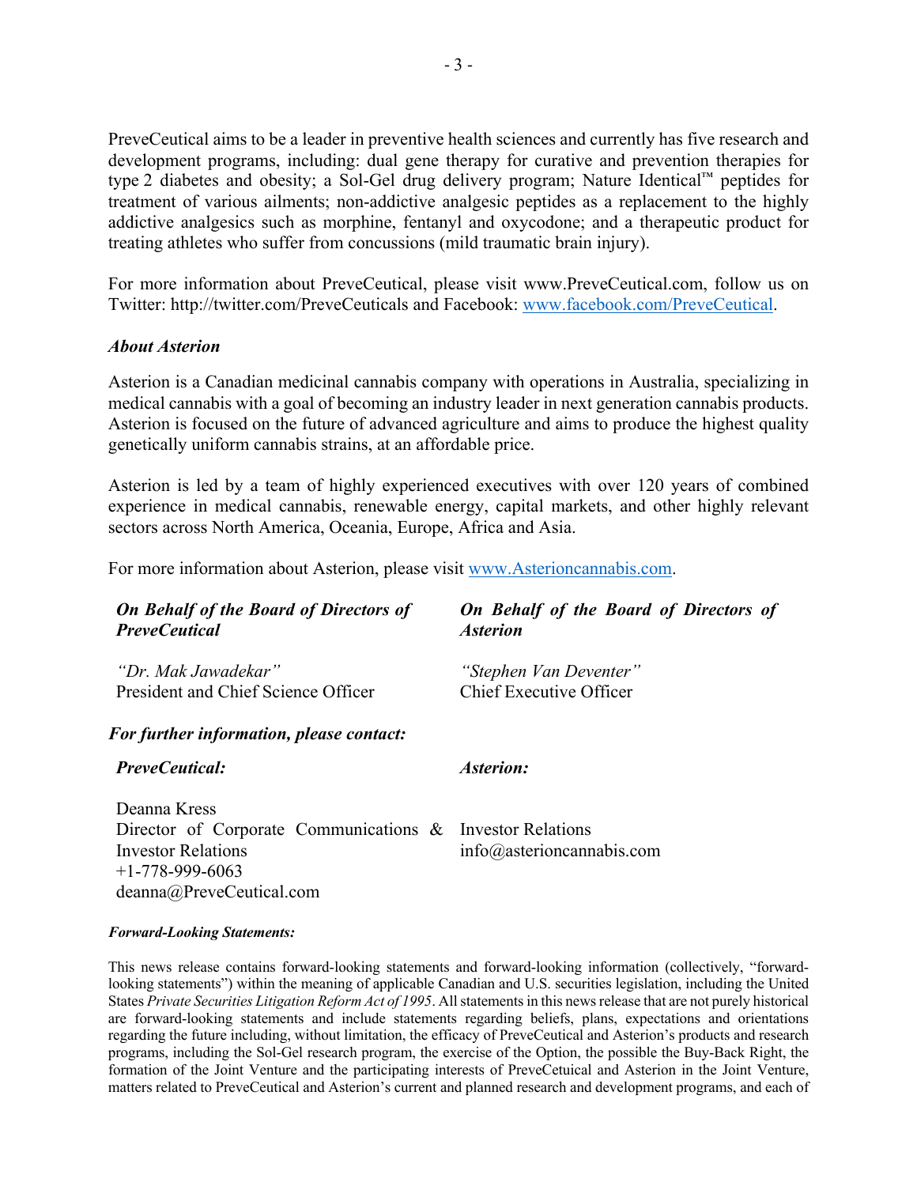PreveCeutical aims to be a leader in preventive health sciences and currently has five research and development programs, including: dual gene therapy for curative and prevention therapies for type 2 diabetes and obesity; a Sol-Gel drug delivery program; Nature Identical™ peptides for treatment of various ailments; non-addictive analgesic peptides as a replacement to the highly addictive analgesics such as morphine, fentanyl and oxycodone; and a therapeutic product for treating athletes who suffer from concussions (mild traumatic brain injury).

For more information about PreveCeutical, please visit www.PreveCeutical.com, follow us on Twitter: http://twitter.com/PreveCeuticals and Facebook: www.facebook.com/PreveCeutical.

### *About Asterion*

Asterion is a Canadian medicinal cannabis company with operations in Australia, specializing in medical cannabis with a goal of becoming an industry leader in next generation cannabis products. Asterion is focused on the future of advanced agriculture and aims to produce the highest quality genetically uniform cannabis strains, at an affordable price.

Asterion is led by a team of highly experienced executives with over 120 years of combined experience in medical cannabis, renewable energy, capital markets, and other highly relevant sectors across North America, Oceania, Europe, Africa and Asia.

For more information about Asterion, please visit www.Asterioncannabis.com.

***On Behalf of the Board of Directors of PreveCeutical***

*"Dr. Mak Jawadekar"*
President and Chief Science Officer

***On Behalf of the Board of Directors of Asterion***

*"Stephen Van Deventer"*
Chief Executive Officer

***For further information, please contact:***

***PreveCeutical:***

Deanna Kress
Director of Corporate Communications & Investor Relations
+1-778-999-6063
deanna@PreveCeutical.com

***Asterion:***

Investor Relations
info@asterioncannabis.com

***Forward-Looking Statements:***

This news release contains forward-looking statements and forward-looking information (collectively, "forward-looking statements") within the meaning of applicable Canadian and U.S. securities legislation, including the United States *Private Securities Litigation Reform Act of 1995*. All statements in this news release that are not purely historical are forward-looking statements and include statements regarding beliefs, plans, expectations and orientations regarding the future including, without limitation, the efficacy of PreveCeutical and Asterion's products and research programs, including the Sol-Gel research program, the exercise of the Option, the possible the Buy-Back Right, the formation of the Joint Venture and the participating interests of PreveCetuical and Asterion in the Joint Venture, matters related to PreveCeutical and Asterion's current and planned research and development programs, and each of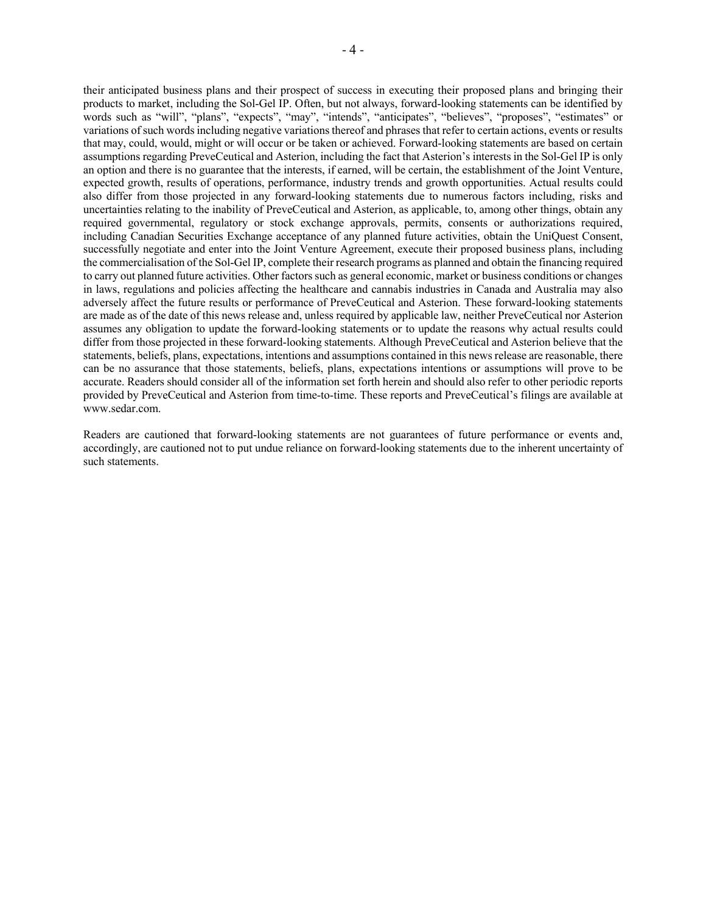their anticipated business plans and their prospect of success in executing their proposed plans and bringing their products to market, including the Sol-Gel IP. Often, but not always, forward-looking statements can be identified by words such as “will”, “plans”, “expects”, “may”, “intends”, “anticipates”, “believes”, “proposes”, “estimates” or variations of such words including negative variations thereof and phrases that refer to certain actions, events or results that may, could, would, might or will occur or be taken or achieved. Forward-looking statements are based on certain assumptions regarding PreveCeutical and Asterion, including the fact that Asterion’s interests in the Sol-Gel IP is only an option and there is no guarantee that the interests, if earned, will be certain, the establishment of the Joint Venture, expected growth, results of operations, performance, industry trends and growth opportunities. Actual results could also differ from those projected in any forward-looking statements due to numerous factors including, risks and uncertainties relating to the inability of PreveCeutical and Asterion, as applicable, to, among other things, obtain any required governmental, regulatory or stock exchange approvals, permits, consents or authorizations required, including Canadian Securities Exchange acceptance of any planned future activities, obtain the UniQuest Consent, successfully negotiate and enter into the Joint Venture Agreement, execute their proposed business plans, including the commercialisation of the Sol-Gel IP, complete their research programs as planned and obtain the financing required to carry out planned future activities. Other factors such as general economic, market or business conditions or changes in laws, regulations and policies affecting the healthcare and cannabis industries in Canada and Australia may also adversely affect the future results or performance of PreveCeutical and Asterion. These forward-looking statements are made as of the date of this news release and, unless required by applicable law, neither PreveCeutical nor Asterion assumes any obligation to update the forward-looking statements or to update the reasons why actual results could differ from those projected in these forward-looking statements. Although PreveCeutical and Asterion believe that the statements, beliefs, plans, expectations, intentions and assumptions contained in this news release are reasonable, there can be no assurance that those statements, beliefs, plans, expectations intentions or assumptions will prove to be accurate. Readers should consider all of the information set forth herein and should also refer to other periodic reports provided by PreveCeutical and Asterion from time-to-time. These reports and PreveCeutical’s filings are available at www.sedar.com.

Readers are cautioned that forward-looking statements are not guarantees of future performance or events and, accordingly, are cautioned not to put undue reliance on forward-looking statements due to the inherent uncertainty of such statements.